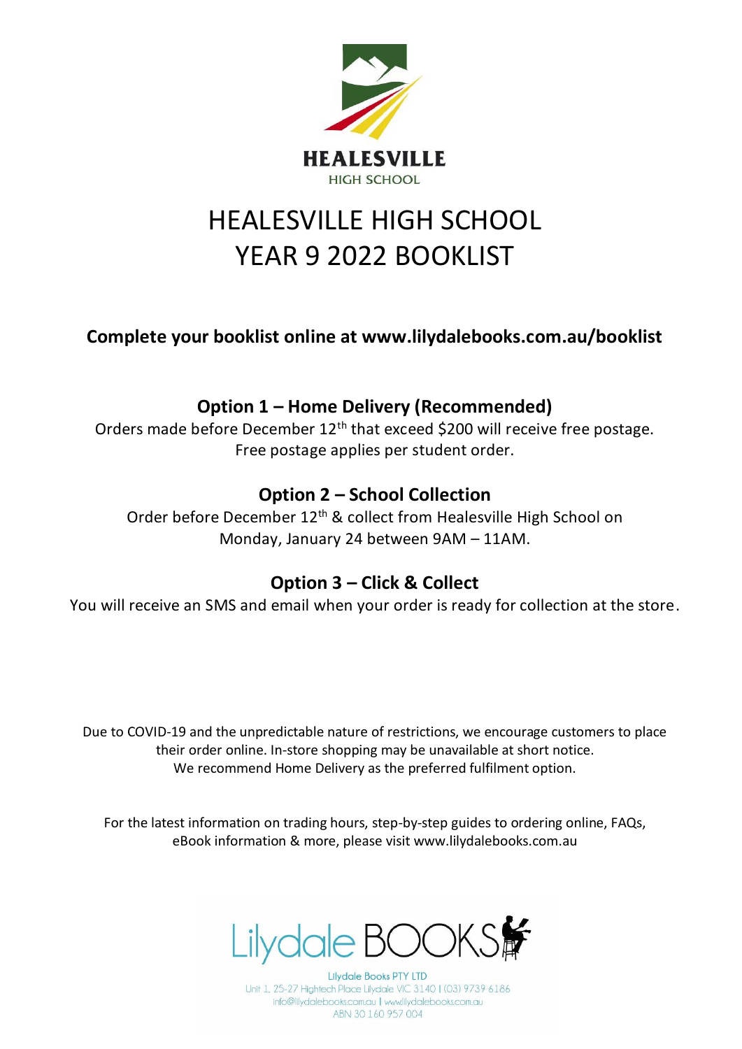HEALESVILLE
HIGH SCHOOL

# HEALESVILLE HIGH SCHOOL
# YEAR 9 2022 BOOKLIST

**Complete your booklist online at www.lilydalebooks.com.au/booklist**

## Option 1 – Home Delivery (Recommended)

Orders made before December 12th that exceed $200 will receive free postage.
Free postage applies per student order.

## Option 2 – School Collection

Order before December 12th & collect from Healesville High School on Monday, January 24 between 9AM – 11AM.

## Option 3 – Click & Collect

You will receive an SMS and email when your order is ready for collection at the store.

Due to COVID-19 and the unpredictable nature of restrictions, we encourage customers to place their order online. In-store shopping may be unavailable at short notice.
We recommend Home Delivery as the preferred fulfilment option.

For the latest information on trading hours, step-by-step guides to ordering online, FAQs, eBook information & more, please visit www.lilydalebooks.com.au

Lilydale BOOKS

Lilydale Books PTY LTD
Unit 1, 25-27 Hightech Place Lilydale VIC 3140 | (03) 9739 6186
info@lilydalebooks.com.au | www.lilydalebooks.com.au
ABN 30 160 957 004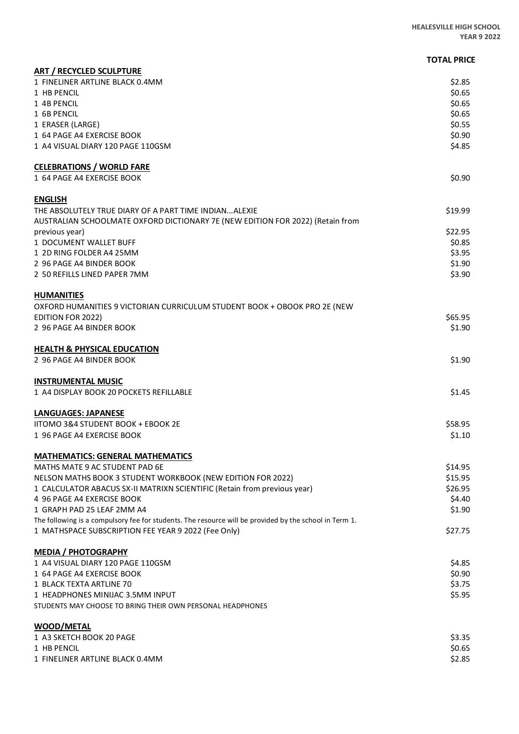HEALESVILLE HIGH SCHOOL
YEAR 9 2022

| | TOTAL PRICE |
|---|---|
| **ART / RECYCLED SCULPTURE** | |
| 1 FINELINER ARTLINE BLACK 0.4MM | $2.85 |
| 1 HB PENCIL | $0.65 |
| 1 4B PENCIL | $0.65 |
| 1 6B PENCIL | $0.65 |
| 1 ERASER (LARGE) | $0.55 |
| 1 64 PAGE A4 EXERCISE BOOK | $0.90 |
| 1 A4 VISUAL DIARY 120 PAGE 110GSM | $4.85 |
| **CELEBRATIONS / WORLD FARE** | |
| 1 64 PAGE A4 EXERCISE BOOK | $0.90 |
| **ENGLISH** | |
| THE ABSOLUTELY TRUE DIARY OF A PART TIME INDIAN...ALEXIE | $19.99 |
| AUSTRALIAN SCHOOLMATE OXFORD DICTIONARY 7E (NEW EDITION FOR 2022) (Retain from previous year) | $22.95 |
| 1 DOCUMENT WALLET BUFF | $0.85 |
| 1 2D RING FOLDER A4 25MM | $3.95 |
| 2 96 PAGE A4 BINDER BOOK | $1.90 |
| 2 50 REFILLS LINED PAPER 7MM | $3.90 |
| **HUMANITIES** | |
| OXFORD HUMANITIES 9 VICTORIAN CURRICULUM STUDENT BOOK + OBOOK PRO 2E (NEW EDITION FOR 2022) | $65.95 |
| 2 96 PAGE A4 BINDER BOOK | $1.90 |
| **HEALTH & PHYSICAL EDUCATION** | |
| 2 96 PAGE A4 BINDER BOOK | $1.90 |
| **INSTRUMENTAL MUSIC** | |
| 1 A4 DISPLAY BOOK 20 POCKETS REFILLABLE | $1.45 |
| **LANGUAGES: JAPANESE** | |
| IITOMO 3&4 STUDENT BOOK + EBOOK 2E | $58.95 |
| 1 96 PAGE A4 EXERCISE BOOK | $1.10 |
| **MATHEMATICS: GENERAL MATHEMATICS** | |
| MATHS MATE 9 AC STUDENT PAD 6E | $14.95 |
| NELSON MATHS BOOK 3 STUDENT WORKBOOK (NEW EDITION FOR 2022) | $15.95 |
| 1 CALCULATOR ABACUS SX-II MATRIXN SCIENTIFIC (Retain from previous year) | $26.95 |
| 4 96 PAGE A4 EXERCISE BOOK | $4.40 |
| 1 GRAPH PAD 25 LEAF 2MM A4 | $1.90 |
| The following is a compulsory fee for students. The resource will be provided by the school in Term 1. | |
| 1 MATHSPACE SUBSCRIPTION FEE YEAR 9 2022 (Fee Only) | $27.75 |
| **MEDIA / PHOTOGRAPHY** | |
| 1 A4 VISUAL DIARY 120 PAGE 110GSM | $4.85 |
| 1 64 PAGE A4 EXERCISE BOOK | $0.90 |
| 1 BLACK TEXTA ARTLINE 70 | $3.75 |
| 1 HEADPHONES MINIJAC 3.5MM INPUT | $5.95 |
| STUDENTS MAY CHOOSE TO BRING THEIR OWN PERSONAL HEADPHONES | |
| **WOOD/METAL** | |
| 1 A3 SKETCH BOOK 20 PAGE | $3.35 |
| 1 HB PENCIL | $0.65 |
| 1 FINELINER ARTLINE BLACK 0.4MM | $2.85 |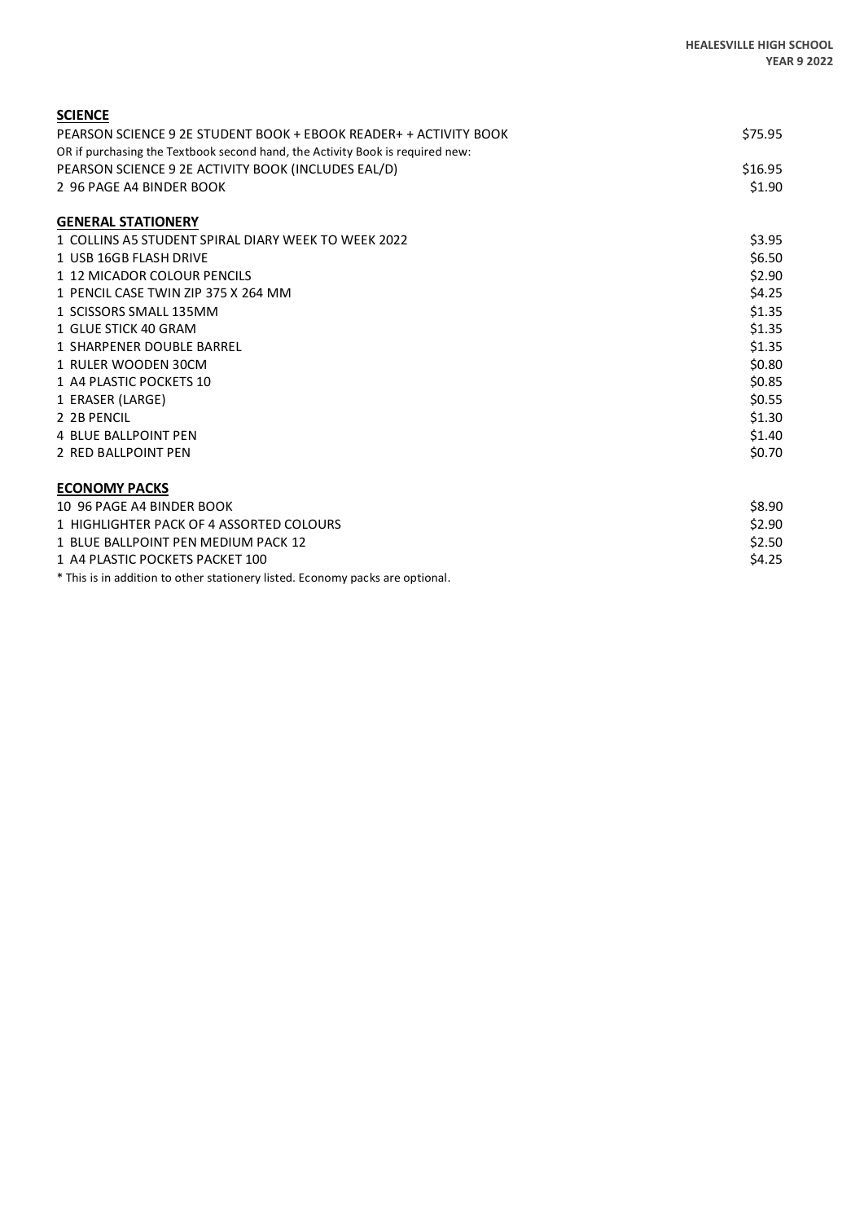**SCIENCE**

| | |
|---|---|
| PEARSON SCIENCE 9 2E STUDENT BOOK + EBOOK READER+ + ACTIVITY BOOK | $75.95 |
| OR if purchasing the Textbook second hand, the Activity Book is required new: | |
| PEARSON SCIENCE 9 2E ACTIVITY BOOK (INCLUDES EAL/D) | $16.95 |
| 2 96 PAGE A4 BINDER BOOK | $1.90 |

**GENERAL STATIONERY**

| | |
|---|---|
| 1 COLLINS A5 STUDENT SPIRAL DIARY WEEK TO WEEK 2022 | $3.95 |
| 1 USB 16GB FLASH DRIVE | $6.50 |
| 1 12 MICADOR COLOUR PENCILS | $2.90 |
| 1 PENCIL CASE TWIN ZIP 375 X 264 MM | $4.25 |
| 1 SCISSORS SMALL 135MM | $1.35 |
| 1 GLUE STICK 40 GRAM | $1.35 |
| 1 SHARPENER DOUBLE BARREL | $1.35 |
| 1 RULER WOODEN 30CM | $0.80 |
| 1 A4 PLASTIC POCKETS 10 | $0.85 |
| 1 ERASER (LARGE) | $0.55 |
| 2 2B PENCIL | $1.30 |
| 4 BLUE BALLPOINT PEN | $1.40 |
| 2 RED BALLPOINT PEN | $0.70 |

**ECONOMY PACKS**

| | |
|---|---|
| 10 96 PAGE A4 BINDER BOOK | $8.90 |
| 1 HIGHLIGHTER PACK OF 4 ASSORTED COLOURS | $2.90 |
| 1 BLUE BALLPOINT PEN MEDIUM PACK 12 | $2.50 |
| 1 A4 PLASTIC POCKETS PACKET 100 | $4.25 |

* This is in addition to other stationery listed. Economy packs are optional.